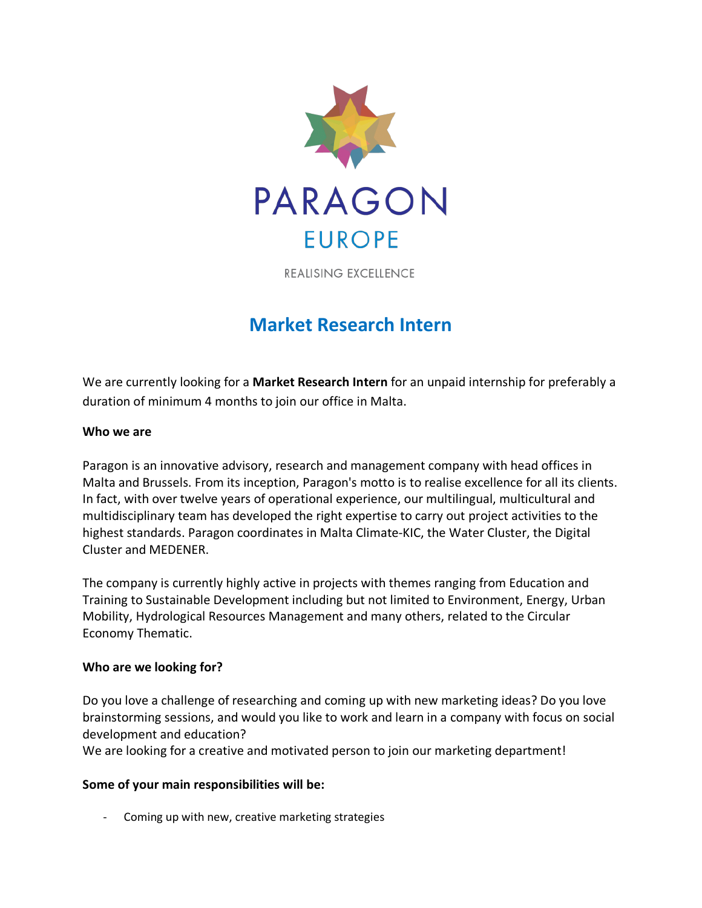PARAGON

EUROPE

REALISING EXCELLENCE

# Market Research Intern

We are currently looking for a **Market Research Intern** for an unpaid internship for preferably a duration of minimum 4 months to join our office in Malta.

**Who we are**

Paragon is an innovative advisory, research and management company with head offices in Malta and Brussels. From its inception, Paragon's motto is to realise excellence for all its clients. In fact, with over twelve years of operational experience, our multilingual, multicultural and multidisciplinary team has developed the right expertise to carry out project activities to the highest standards. Paragon coordinates in Malta Climate-KIC, the Water Cluster, the Digital Cluster and MEDENER.

The company is currently highly active in projects with themes ranging from Education and Training to Sustainable Development including but not limited to Environment, Energy, Urban Mobility, Hydrological Resources Management and many others, related to the Circular Economy Thematic.

**Who are we looking for?**

Do you love a challenge of researching and coming up with new marketing ideas? Do you love brainstorming sessions, and would you like to work and learn in a company with focus on social development and education?
We are looking for a creative and motivated person to join our marketing department!

**Some of your main responsibilities will be:**

- Coming up with new, creative marketing strategies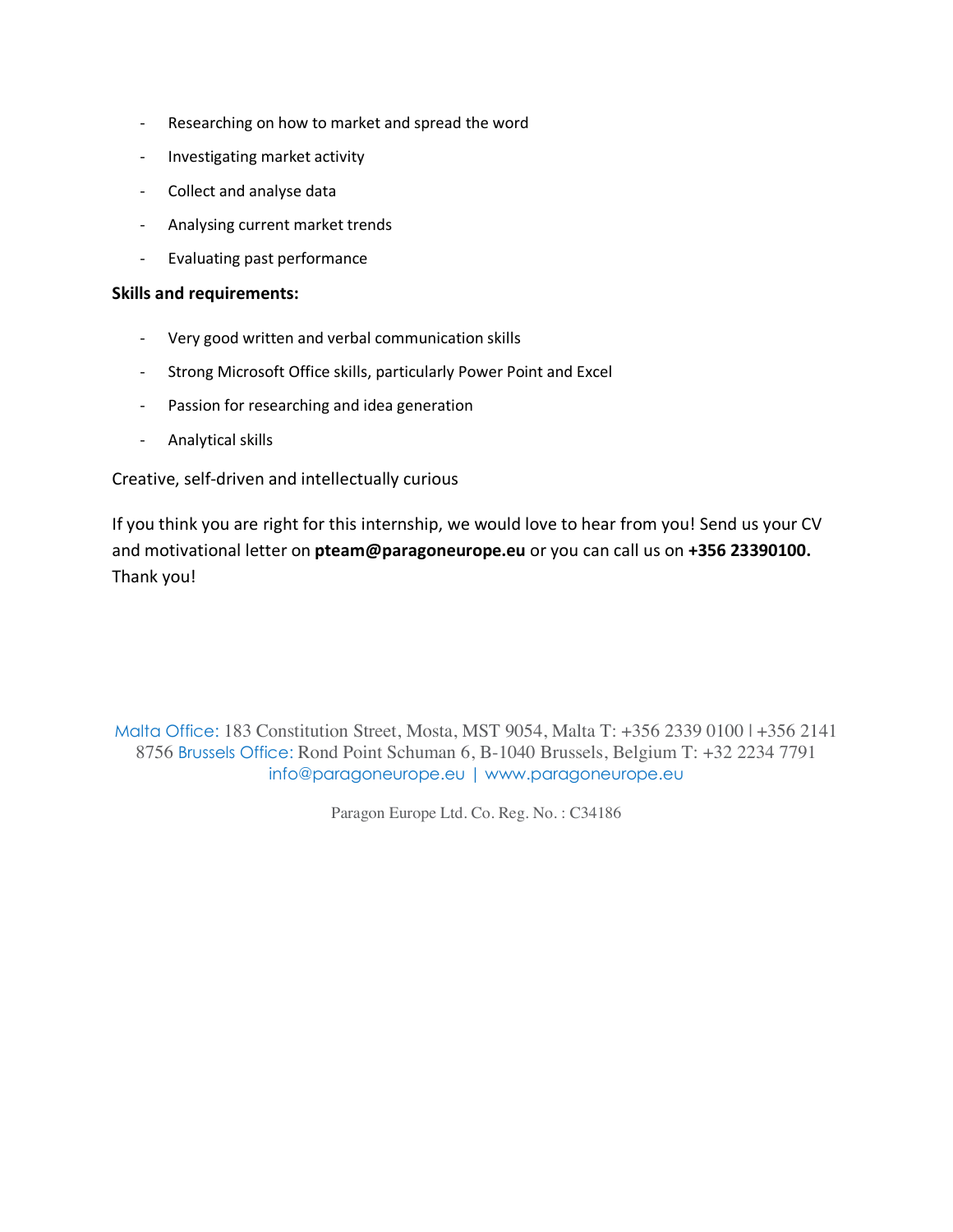- Researching on how to market and spread the word
- Investigating market activity
- Collect and analyse data
- Analysing current market trends
- Evaluating past performance

**Skills and requirements:**

- Very good written and verbal communication skills
- Strong Microsoft Office skills, particularly Power Point and Excel
- Passion for researching and idea generation
- Analytical skills

Creative, self-driven and intellectually curious

If you think you are right for this internship, we would love to hear from you! Send us your CV and motivational letter on **pteam@paragoneurope.eu** or you can call us on **+356 23390100.** Thank you!

Malta Office: 183 Constitution Street, Mosta, MST 9054, Malta T: +356 2339 0100 | +356 2141 8756 Brussels Office: Rond Point Schuman 6, B-1040 Brussels, Belgium T: +32 2234 7791
info@paragoneurope.eu | www.paragoneurope.eu

Paragon Europe Ltd. Co. Reg. No. : C34186